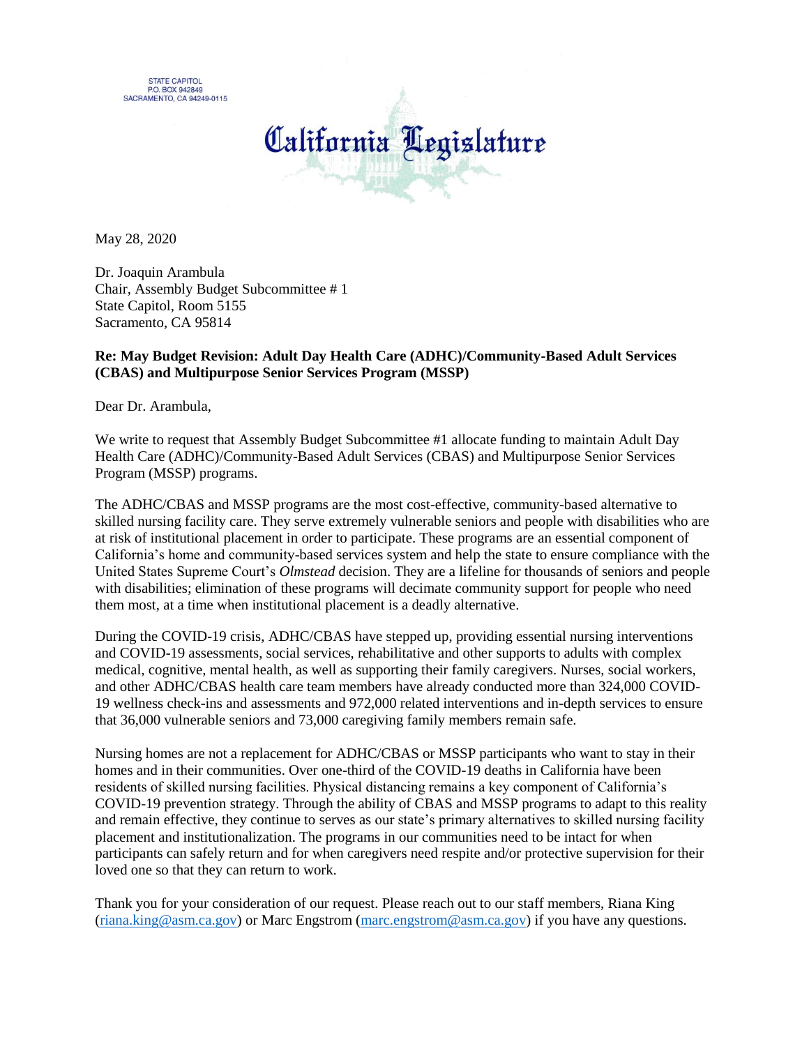STATE CAPITOL
P.O. BOX 942849
SACRAMENTO, CA 94249-0115

# California Legislature

May 28, 2020

Dr. Joaquin Arambula
Chair, Assembly Budget Subcommittee # 1
State Capitol, Room 5155
Sacramento, CA 95814

**Re: May Budget Revision: Adult Day Health Care (ADHC)/Community-Based Adult Services (CBAS) and Multipurpose Senior Services Program (MSSP)**

Dear Dr. Arambula,

We write to request that Assembly Budget Subcommittee #1 allocate funding to maintain Adult Day Health Care (ADHC)/Community-Based Adult Services (CBAS) and Multipurpose Senior Services Program (MSSP) programs.

The ADHC/CBAS and MSSP programs are the most cost-effective, community-based alternative to skilled nursing facility care. They serve extremely vulnerable seniors and people with disabilities who are at risk of institutional placement in order to participate. These programs are an essential component of California's home and community-based services system and help the state to ensure compliance with the United States Supreme Court's *Olmstead* decision. They are a lifeline for thousands of seniors and people with disabilities; elimination of these programs will decimate community support for people who need them most, at a time when institutional placement is a deadly alternative.

During the COVID-19 crisis, ADHC/CBAS have stepped up, providing essential nursing interventions and COVID-19 assessments, social services, rehabilitative and other supports to adults with complex medical, cognitive, mental health, as well as supporting their family caregivers. Nurses, social workers, and other ADHC/CBAS health care team members have already conducted more than 324,000 COVID-19 wellness check-ins and assessments and 972,000 related interventions and in-depth services to ensure that 36,000 vulnerable seniors and 73,000 caregiving family members remain safe.

Nursing homes are not a replacement for ADHC/CBAS or MSSP participants who want to stay in their homes and in their communities. Over one-third of the COVID-19 deaths in California have been residents of skilled nursing facilities. Physical distancing remains a key component of California's COVID-19 prevention strategy. Through the ability of CBAS and MSSP programs to adapt to this reality and remain effective, they continue to serves as our state's primary alternatives to skilled nursing facility placement and institutionalization. The programs in our communities need to be intact for when participants can safely return and for when caregivers need respite and/or protective supervision for their loved one so that they can return to work.

Thank you for your consideration of our request. Please reach out to our staff members, Riana King (riana.king@asm.ca.gov) or Marc Engstrom (marc.engstrom@asm.ca.gov) if you have any questions.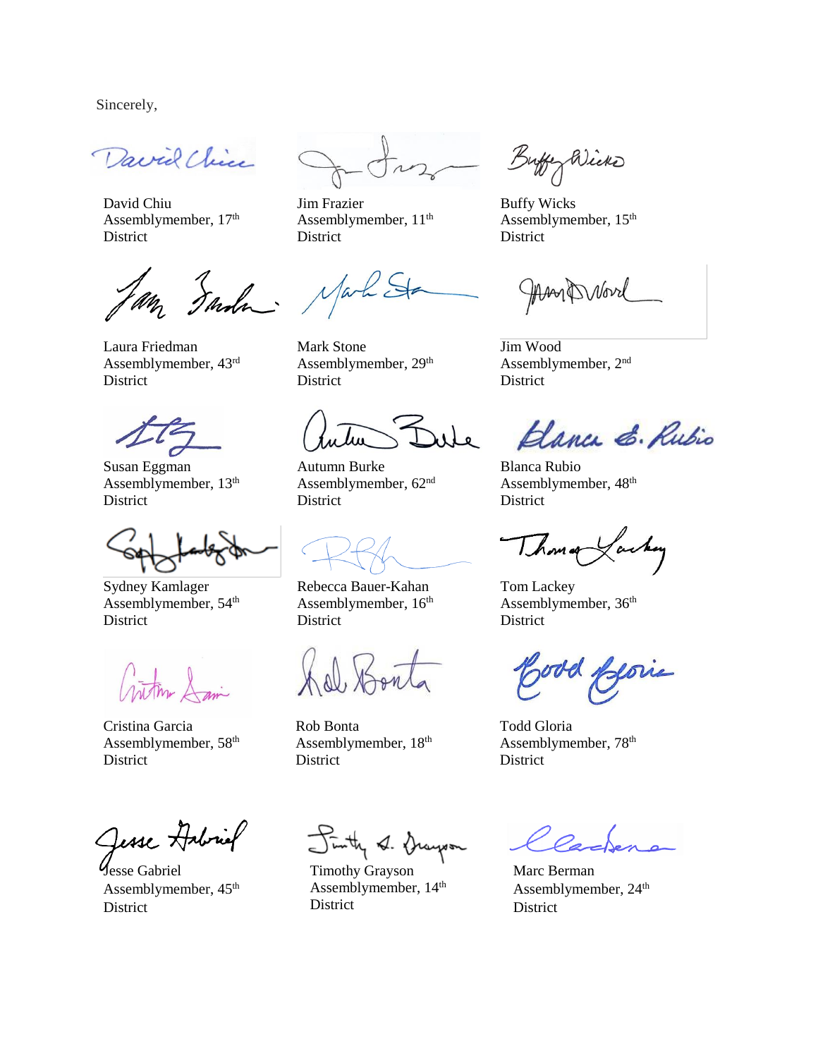Sincerely,

David Chiu
Assemblymember, 17th District

Jim Frazier
Assemblymember, 11th District

Buffy Wicks
Assemblymember, 15th District

Laura Friedman
Assemblymember, 43rd District

Mark Stone
Assemblymember, 29th District

Jim Wood
Assemblymember, 2nd District

Susan Eggman
Assemblymember, 13th District

Autumn Burke
Assemblymember, 62nd District

Blanca Rubio
Assemblymember, 48th District

Sydney Kamlager
Assemblymember, 54th District

Rebecca Bauer-Kahan
Assemblymember, 16th District

Tom Lackey
Assemblymember, 36th District

Cristina Garcia
Assemblymember, 58th District

Rob Bonta
Assemblymember, 18th District

Todd Gloria
Assemblymember, 78th District

Jesse Gabriel
Assemblymember, 45th District

Timothy Grayson
Assemblymember, 14th District

Marc Berman
Assemblymember, 24th District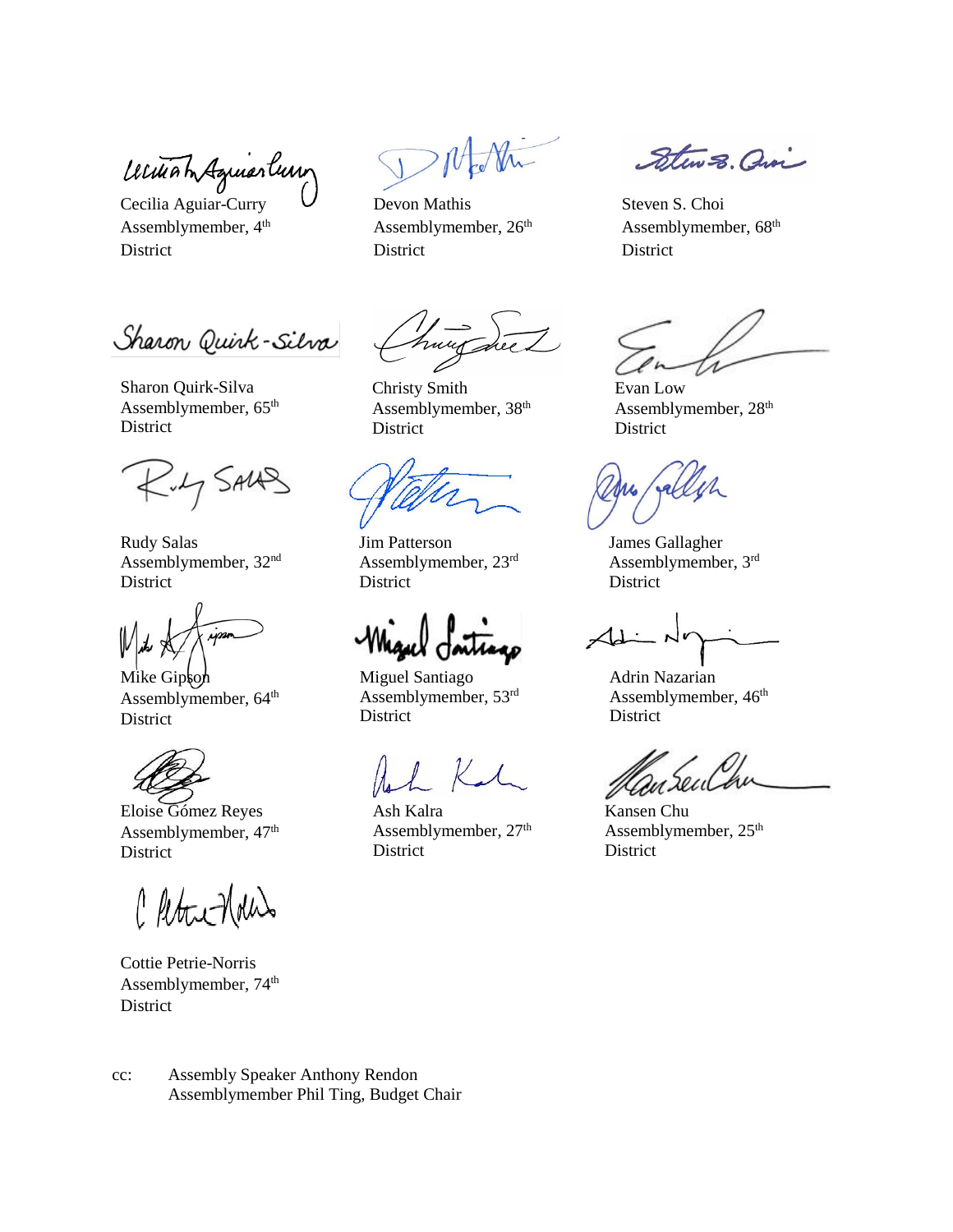Cecilia Aguiar-Curry
Assemblymember, 4th District

Devon Mathis
Assemblymember, 26th District

Steven S. Choi
Assemblymember, 68th District

Sharon Quirk-Silva
Assemblymember, 65th District

Christy Smith
Assemblymember, 38th District

Evan Low
Assemblymember, 28th District

Rudy Salas
Assemblymember, 32nd District

Jim Patterson
Assemblymember, 23rd District

James Gallagher
Assemblymember, 3rd District

Mike Gipson
Assemblymember, 64th District

Miguel Santiago
Assemblymember, 53rd District

Adrin Nazarian
Assemblymember, 46th District

Eloise Gómez Reyes
Assemblymember, 47th District

Ash Kalra
Assemblymember, 27th District

Kansen Chu
Assemblymember, 25th District

Cottie Petrie-Norris
Assemblymember, 74th District

cc: Assembly Speaker Anthony Rendon
Assemblymember Phil Ting, Budget Chair